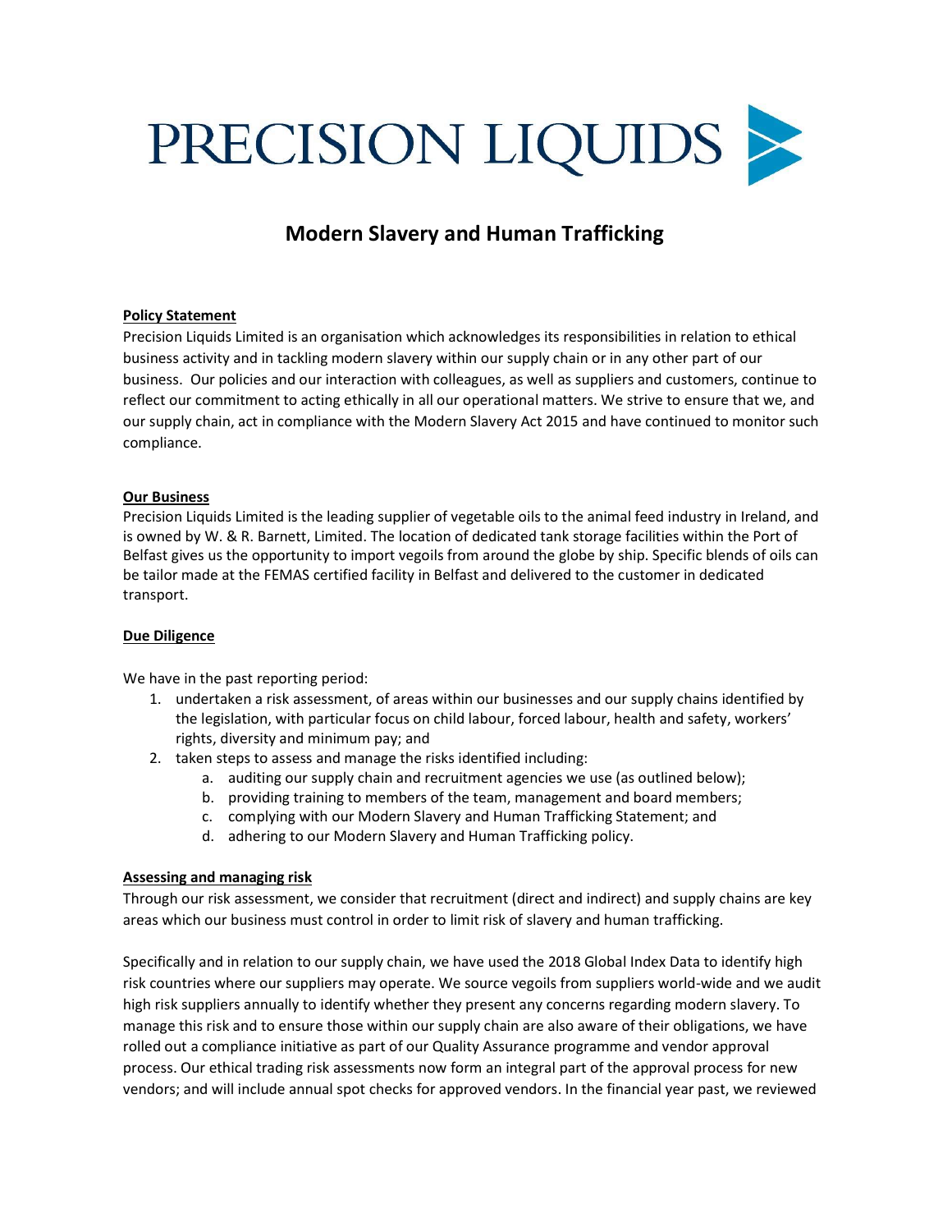PRECISION LIQUIDS

# Modern Slavery and Human Trafficking

**Policy Statement**

Precision Liquids Limited is an organisation which acknowledges its responsibilities in relation to ethical business activity and in tackling modern slavery within our supply chain or in any other part of our business. Our policies and our interaction with colleagues, as well as suppliers and customers, continue to reflect our commitment to acting ethically in all our operational matters. We strive to ensure that we, and our supply chain, act in compliance with the Modern Slavery Act 2015 and have continued to monitor such compliance.

**Our Business**

Precision Liquids Limited is the leading supplier of vegetable oils to the animal feed industry in Ireland, and is owned by W. & R. Barnett, Limited. The location of dedicated tank storage facilities within the Port of Belfast gives us the opportunity to import vegoils from around the globe by ship. Specific blends of oils can be tailor made at the FEMAS certified facility in Belfast and delivered to the customer in dedicated transport.

**Due Diligence**

We have in the past reporting period:

1. undertaken a risk assessment, of areas within our businesses and our supply chains identified by the legislation, with particular focus on child labour, forced labour, health and safety, workers' rights, diversity and minimum pay; and
2. taken steps to assess and manage the risks identified including:
    a. auditing our supply chain and recruitment agencies we use (as outlined below);
    b. providing training to members of the team, management and board members;
    c. complying with our Modern Slavery and Human Trafficking Statement; and
    d. adhering to our Modern Slavery and Human Trafficking policy.

**Assessing and managing risk**

Through our risk assessment, we consider that recruitment (direct and indirect) and supply chains are key areas which our business must control in order to limit risk of slavery and human trafficking.

Specifically and in relation to our supply chain, we have used the 2018 Global Index Data to identify high risk countries where our suppliers may operate. We source vegoils from suppliers world-wide and we audit high risk suppliers annually to identify whether they present any concerns regarding modern slavery. To manage this risk and to ensure those within our supply chain are also aware of their obligations, we have rolled out a compliance initiative as part of our Quality Assurance programme and vendor approval process. Our ethical trading risk assessments now form an integral part of the approval process for new vendors; and will include annual spot checks for approved vendors. In the financial year past, we reviewed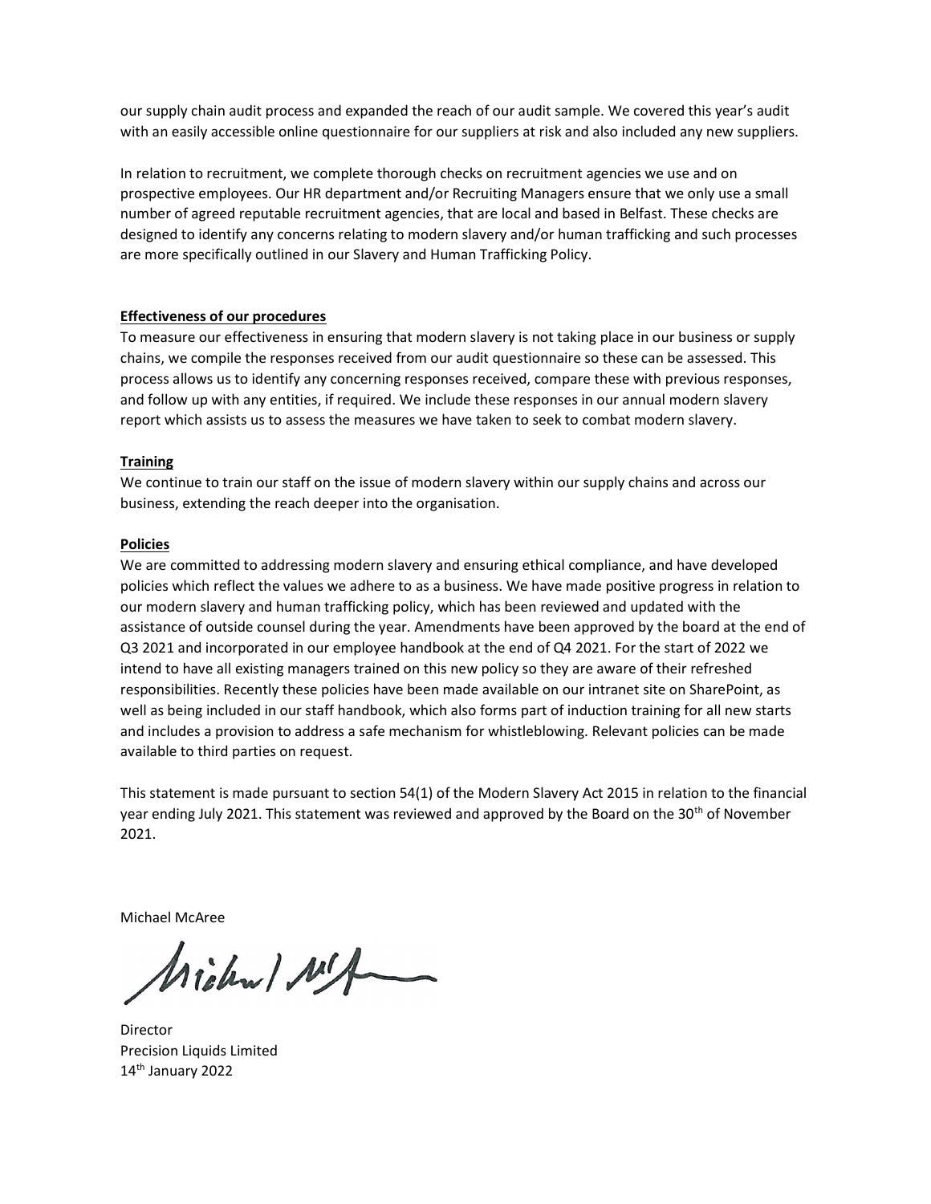our supply chain audit process and expanded the reach of our audit sample. We covered this year's audit with an easily accessible online questionnaire for our suppliers at risk and also included any new suppliers.

In relation to recruitment, we complete thorough checks on recruitment agencies we use and on prospective employees. Our HR department and/or Recruiting Managers ensure that we only use a small number of agreed reputable recruitment agencies, that are local and based in Belfast. These checks are designed to identify any concerns relating to modern slavery and/or human trafficking and such processes are more specifically outlined in our Slavery and Human Trafficking Policy.

**Effectiveness of our procedures**

To measure our effectiveness in ensuring that modern slavery is not taking place in our business or supply chains, we compile the responses received from our audit questionnaire so these can be assessed. This process allows us to identify any concerning responses received, compare these with previous responses, and follow up with any entities, if required. We include these responses in our annual modern slavery report which assists us to assess the measures we have taken to seek to combat modern slavery.

**Training**

We continue to train our staff on the issue of modern slavery within our supply chains and across our business, extending the reach deeper into the organisation.

**Policies**

We are committed to addressing modern slavery and ensuring ethical compliance, and have developed policies which reflect the values we adhere to as a business. We have made positive progress in relation to our modern slavery and human trafficking policy, which has been reviewed and updated with the assistance of outside counsel during the year. Amendments have been approved by the board at the end of Q3 2021 and incorporated in our employee handbook at the end of Q4 2021. For the start of 2022 we intend to have all existing managers trained on this new policy so they are aware of their refreshed responsibilities. Recently these policies have been made available on our intranet site on SharePoint, as well as being included in our staff handbook, which also forms part of induction training for all new starts and includes a provision to address a safe mechanism for whistleblowing. Relevant policies can be made available to third parties on request.

This statement is made pursuant to section 54(1) of the Modern Slavery Act 2015 in relation to the financial year ending July 2021. This statement was reviewed and approved by the Board on the 30th of November 2021.

Michael McAree

Director
Precision Liquids Limited
14th January 2022